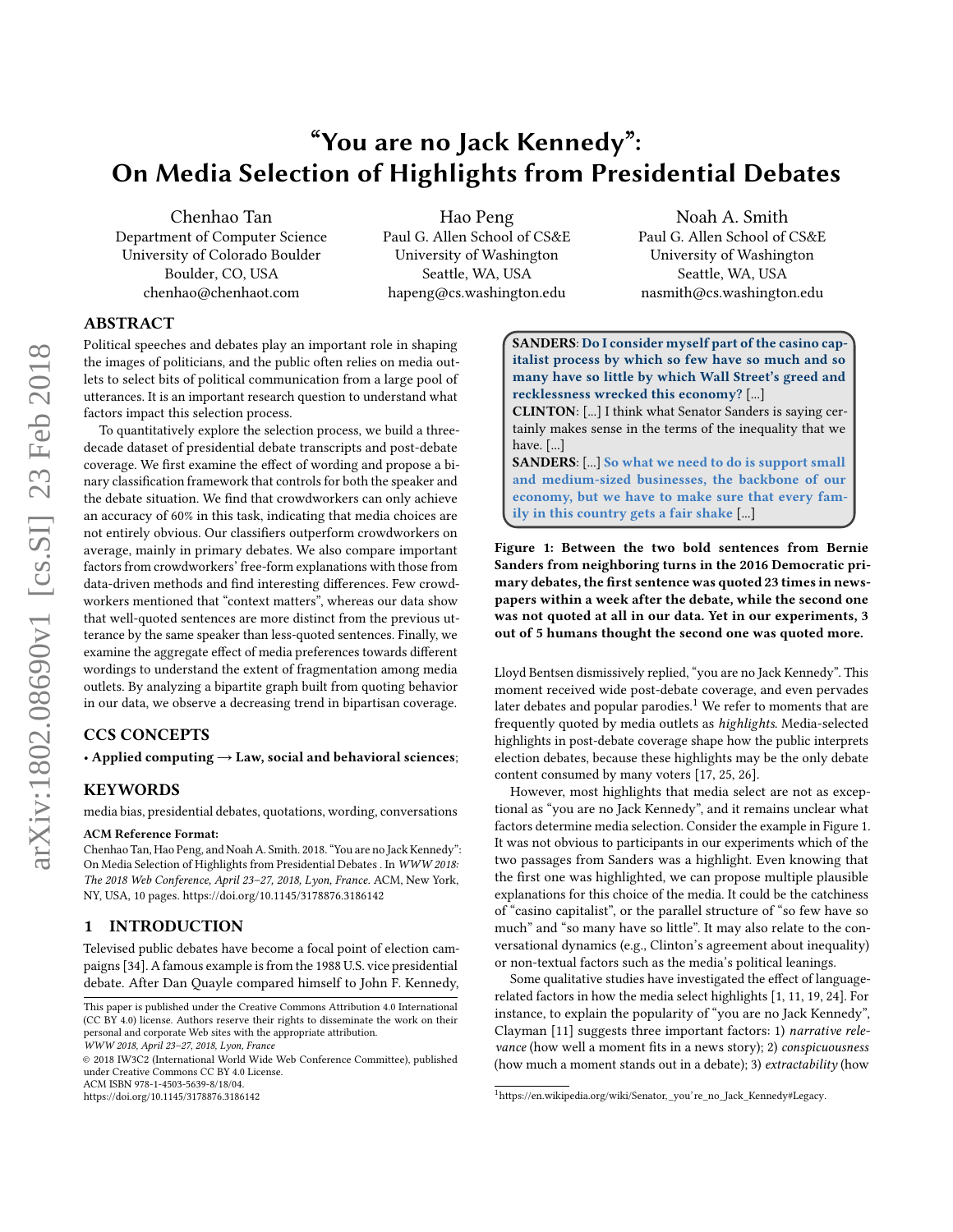# "You are no Jack Kennedy": On Media Selection of Highlights from Presidential Debates

Chenhao Tan
Department of Computer Science
University of Colorado Boulder
Boulder, CO, USA
chenhao@chenhaot.com

Hao Peng
Paul G. Allen School of CS&E
University of Washington
Seattle, WA, USA
hapeng@cs.washington.edu

Noah A. Smith
Paul G. Allen School of CS&E
University of Washington
Seattle, WA, USA
nasmith@cs.washington.edu

## ABSTRACT

Political speeches and debates play an important role in shaping the images of politicians, and the public often relies on media outlets to select bits of political communication from a large pool of utterances. It is an important research question to understand what factors impact this selection process.

To quantitatively explore the selection process, we build a three-decade dataset of presidential debate transcripts and post-debate coverage. We first examine the effect of wording and propose a binary classification framework that controls for both the speaker and the debate situation. We find that crowdworkers can only achieve an accuracy of 60% in this task, indicating that media choices are not entirely obvious. Our classifiers outperform crowdworkers on average, mainly in primary debates. We also compare important factors from crowdworkers' free-form explanations with those from data-driven methods and find interesting differences. Few crowdworkers mentioned that "context matters", whereas our data show that well-quoted sentences are more distinct from the previous utterance by the same speaker than less-quoted sentences. Finally, we examine the aggregate effect of media preferences towards different wordings to understand the extent of fragmentation among media outlets. By analyzing a bipartite graph built from quoting behavior in our data, we observe a decreasing trend in bipartisan coverage.

## CCS CONCEPTS

• **Applied computing → Law, social and behavioral sciences**;

## KEYWORDS

media bias, presidential debates, quotations, wording, conversations

**ACM Reference Format:**
Chenhao Tan, Hao Peng, and Noah A. Smith. 2018. "You are no Jack Kennedy": On Media Selection of Highlights from Presidential Debates . In *WWW 2018: The 2018 Web Conference, April 23–27, 2018, Lyon, France*. ACM, New York, NY, USA, 10 pages. https://doi.org/10.1145/3178876.3186142

## 1 INTRODUCTION

Televised public debates have become a focal point of election campaigns [34]. A famous example is from the 1988 U.S. vice presidential debate. After Dan Quayle compared himself to John F. Kennedy, Lloyd Bentsen dismissively replied, "you are no Jack Kennedy". This moment received wide post-debate coverage, and even pervades later debates and popular parodies.[1] We refer to moments that are frequently quoted by media outlets as *highlights*. Media-selected highlights in post-debate coverage shape how the public interprets election debates, because these highlights may be the only debate content consumed by many voters [17, 25, 26].

> **SANDERS**: **Do I consider myself part of the casino capitalist process by which so few have so much and so many have so little by which Wall Street's greed and recklessness wrecked this economy?** [...]
> **CLINTON**: [...] I think what Senator Sanders is saying certainly makes sense in the terms of the inequality that we have. [...]
> **SANDERS**: [...] **So what we need to do is support small and medium-sized businesses, the backbone of our economy, but we have to make sure that every family in this country gets a fair shake** [...]

**Figure 1: Between the two bold sentences from Bernie Sanders from neighboring turns in the 2016 Democratic primary debates, the first sentence was quoted 23 times in newspapers within a week after the debate, while the second one was not quoted at all in our data. Yet in our experiments, 3 out of 5 humans thought the second one was quoted more.**

However, most highlights that media select are not as exceptional as "you are no Jack Kennedy", and it remains unclear what factors determine media selection. Consider the example in Figure 1. It was not obvious to participants in our experiments which of the two passages from Sanders was a highlight. Even knowing that the first one was highlighted, we can propose multiple plausible explanations for this choice of the media. It could be the catchiness of "casino capitalist", or the parallel structure of "so few have so much" and "so many have so little". It may also relate to the conversational dynamics (e.g., Clinton's agreement about inequality) or non-textual factors such as the media's political leanings.

Some qualitative studies have investigated the effect of language-related factors in how the media select highlights [1, 11, 19, 24]. For instance, to explain the popularity of "you are no Jack Kennedy", Clayman [11] suggests three important factors: 1) *narrative relevance* (how well a moment fits in a news story); 2) *conspicuousness* (how much a moment stands out in a debate); 3) *extractability* (how

---

This paper is published under the Creative Commons Attribution 4.0 International (CC BY 4.0) license. Authors reserve their rights to disseminate the work on their personal and corporate Web sites with the appropriate attribution.
*WWW 2018, April 23–27, 2018, Lyon, France*
© 2018 IW3C2 (International World Wide Web Conference Committee), published under Creative Commons CC BY 4.0 License.
ACM ISBN 978-1-4503-5639-8/18/04.
https://doi.org/10.1145/3178876.3186142

[1] https://en.wikipedia.org/wiki/Senator,_you're_no_Jack_Kennedy#Legacy.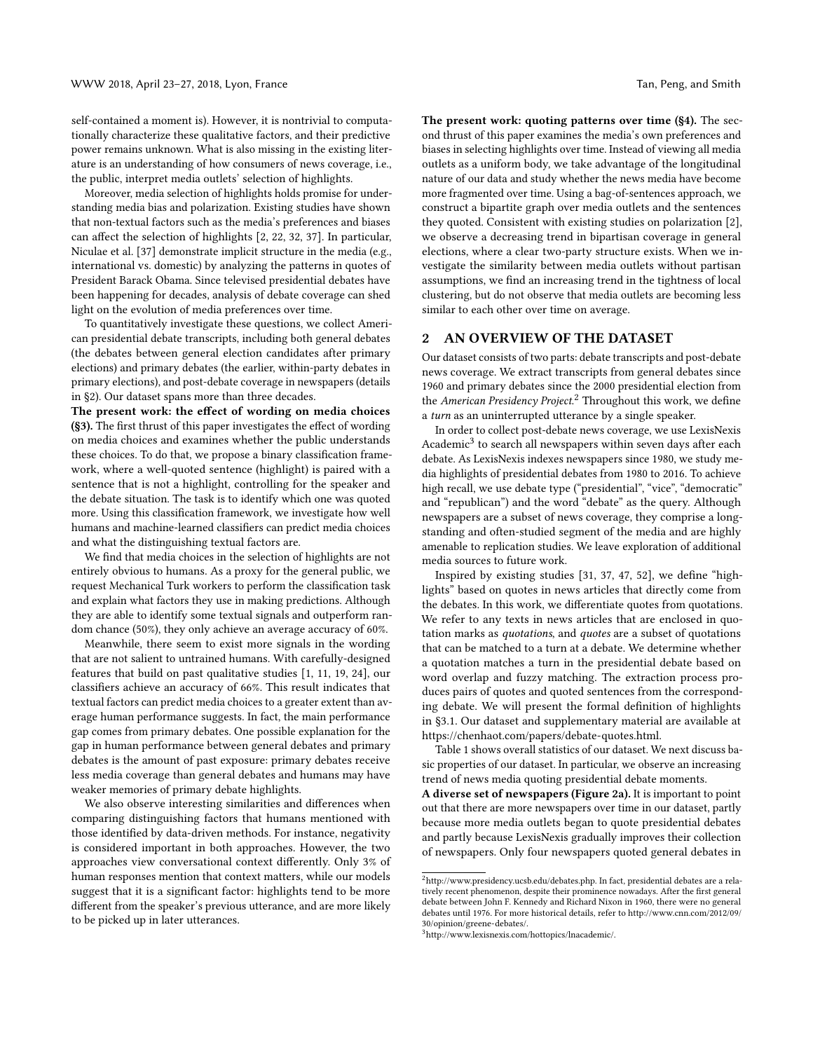self-contained a moment is). However, it is nontrivial to computationally characterize these qualitative factors, and their predictive power remains unknown. What is also missing in the existing literature is an understanding of how consumers of news coverage, i.e., the public, interpret media outlets' selection of highlights.

Moreover, media selection of highlights holds promise for understanding media bias and polarization. Existing studies have shown that non-textual factors such as the media's preferences and biases can affect the selection of highlights [2, 22, 32, 37]. In particular, Niculae et al. [37] demonstrate implicit structure in the media (e.g., international vs. domestic) by analyzing the patterns in quotes of President Barack Obama. Since televised presidential debates have been happening for decades, analysis of debate coverage can shed light on the evolution of media preferences over time.

To quantitatively investigate these questions, we collect American presidential debate transcripts, including both general debates (the debates between general election candidates after primary elections) and primary debates (the earlier, within-party debates in primary elections), and post-debate coverage in newspapers (details in §2). Our dataset spans more than three decades.

**The present work: the effect of wording on media choices (§3).** The first thrust of this paper investigates the effect of wording on media choices and examines whether the public understands these choices. To do that, we propose a binary classification framework, where a well-quoted sentence (highlight) is paired with a sentence that is not a highlight, controlling for the speaker and the debate situation. The task is to identify which one was quoted more. Using this classification framework, we investigate how well humans and machine-learned classifiers can predict media choices and what the distinguishing textual factors are.

We find that media choices in the selection of highlights are not entirely obvious to humans. As a proxy for the general public, we request Mechanical Turk workers to perform the classification task and explain what factors they use in making predictions. Although they are able to identify some textual signals and outperform random chance (50%), they only achieve an average accuracy of 60%.

Meanwhile, there seem to exist more signals in the wording that are not salient to untrained humans. With carefully-designed features that build on past qualitative studies [1, 11, 19, 24], our classifiers achieve an accuracy of 66%. This result indicates that textual factors can predict media choices to a greater extent than average human performance suggests. In fact, the main performance gap comes from primary debates. One possible explanation for the gap in human performance between general debates and primary debates is the amount of past exposure: primary debates receive less media coverage than general debates and humans may have weaker memories of primary debate highlights.

We also observe interesting similarities and differences when comparing distinguishing factors that humans mentioned with those identified by data-driven methods. For instance, negativity is considered important in both approaches. However, the two approaches view conversational context differently. Only 3% of human responses mention that context matters, while our models suggest that it is a significant factor: highlights tend to be more different from the speaker's previous utterance, and are more likely to be picked up in later utterances.

**The present work: quoting patterns over time (§4).** The second thrust of this paper examines the media's own preferences and biases in selecting highlights over time. Instead of viewing all media outlets as a uniform body, we take advantage of the longitudinal nature of our data and study whether the news media have become more fragmented over time. Using a bag-of-sentences approach, we construct a bipartite graph over media outlets and the sentences they quoted. Consistent with existing studies on polarization [2], we observe a decreasing trend in bipartisan coverage in general elections, where a clear two-party structure exists. When we investigate the similarity between media outlets without partisan assumptions, we find an increasing trend in the tightness of local clustering, but do not observe that media outlets are becoming less similar to each other over time on average.

## 2 AN OVERVIEW OF THE DATASET

Our dataset consists of two parts: debate transcripts and post-debate news coverage. We extract transcripts from general debates since 1960 and primary debates since the 2000 presidential election from the *American Presidency Project*.[2] Throughout this work, we define a *turn* as an uninterrupted utterance by a single speaker.

In order to collect post-debate news coverage, we use LexisNexis Academic[3] to search all newspapers within seven days after each debate. As LexisNexis indexes newspapers since 1980, we study media highlights of presidential debates from 1980 to 2016. To achieve high recall, we use debate type ("presidential", "vice", "democratic" and "republican") and the word "debate" as the query. Although newspapers are a subset of news coverage, they comprise a longstanding and often-studied segment of the media and are highly amenable to replication studies. We leave exploration of additional media sources to future work.

Inspired by existing studies [31, 37, 47, 52], we define "highlights" based on quotes in news articles that directly come from the debates. In this work, we differentiate quotes from quotations. We refer to any texts in news articles that are enclosed in quotation marks as *quotations*, and *quotes* are a subset of quotations that can be matched to a turn at a debate. We determine whether a quotation matches a turn in the presidential debate based on word overlap and fuzzy matching. The extraction process produces pairs of quotes and quoted sentences from the corresponding debate. We will present the formal definition of highlights in §3.1. Our dataset and supplementary material are available at https://chenhaot.com/papers/debate-quotes.html.

Table 1 shows overall statistics of our dataset. We next discuss basic properties of our dataset. In particular, we observe an increasing trend of news media quoting presidential debate moments.

**A diverse set of newspapers (Figure 2a).** It is important to point out that there are more newspapers over time in our dataset, partly because more media outlets began to quote presidential debates and partly because LexisNexis gradually improves their collection of newspapers. Only four newspapers quoted general debates in

---

[2] http://www.presidency.ucsb.edu/debates.php. In fact, presidential debates are a relatively recent phenomenon, despite their prominence nowadays. After the first general debate between John F. Kennedy and Richard Nixon in 1960, there were no general debates until 1976. For more historical details, refer to http://www.cnn.com/2012/09/30/opinion/greene-debates/.

[3] http://www.lexisnexis.com/hottopics/lnacademic/.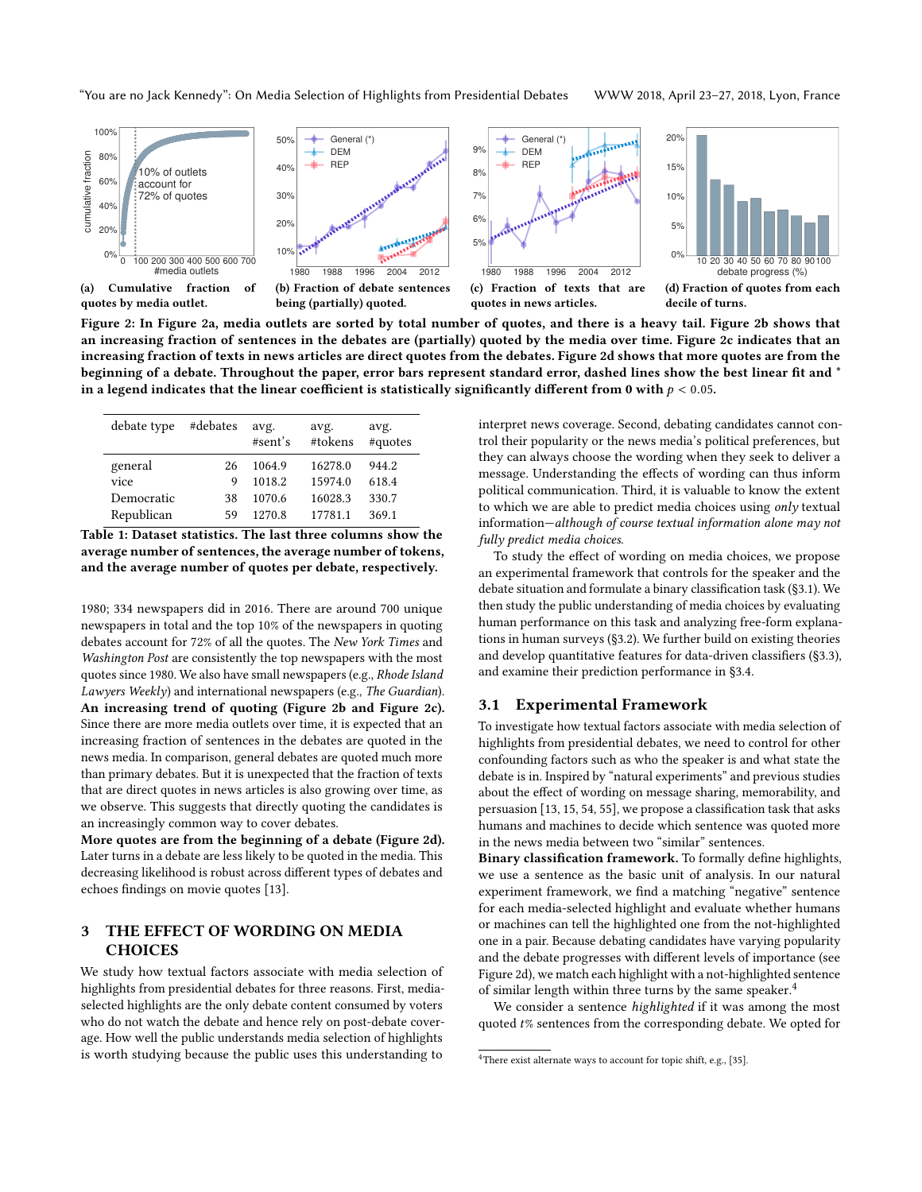100%
80%
60%
40%
20%
0%
cumulative fraction
0 100 200 300 400 500 600 700
#media outlets
10% of outlets account for 72% of quotes

(a) Cumulative fraction of quotes by media outlet.

50%
40%
30%
20%
10%
1980 1988 1996 2004 2012
General (*)
DEM
REP

(b) Fraction of debate sentences being (partially) quoted.

9%
8%
7%
6%
5%
1980 1988 1996 2004 2012
General (*)
DEM
REP

(c) Fraction of texts that are quotes in news articles.

20%
15%
10%
5%
0%
10 20 30 40 50 60 70 80 90 100
debate progress (%)

(d) Fraction of quotes from each decile of turns.

**Figure 2: In Figure 2a, media outlets are sorted by total number of quotes, and there is a heavy tail. Figure 2b shows that an increasing fraction of sentences in the debates are (partially) quoted by the media over time. Figure 2c indicates that an increasing fraction of texts in news articles are direct quotes from the debates. Figure 2d shows that more quotes are from the beginning of a debate. Throughout the paper, error bars represent standard error, dashed lines show the best linear fit and * in a legend indicates that the linear coefficient is statistically significantly different from 0 with $p < 0.05$.**

| debate type | #debates | avg. #sent's | avg. #tokens | avg. #quotes |
|---|---|---|---|---|
| general | 26 | 1064.9 | 16278.0 | 944.2 |
| vice | 9 | 1018.2 | 15974.0 | 618.4 |
| Democratic | 38 | 1070.6 | 16028.3 | 330.7 |
| Republican | 59 | 1270.8 | 17781.1 | 369.1 |

**Table 1: Dataset statistics. The last three columns show the average number of sentences, the average number of tokens, and the average number of quotes per debate, respectively.**

1980; 334 newspapers did in 2016. There are around 700 unique newspapers in total and the top 10% of the newspapers in quoting debates account for 72% of all the quotes. The *New York Times* and *Washington Post* are consistently the top newspapers with the most quotes since 1980. We also have small newspapers (e.g., *Rhode Island Lawyers Weekly*) and international newspapers (e.g., *The Guardian*).

**An increasing trend of quoting (Figure 2b and Figure 2c).** Since there are more media outlets over time, it is expected that an increasing fraction of sentences in the debates are quoted in the news media. In comparison, general debates are quoted much more than primary debates. But it is unexpected that the fraction of texts that are direct quotes in news articles is also growing over time, as we observe. This suggests that directly quoting the candidates is an increasingly common way to cover debates.

**More quotes are from the beginning of a debate (Figure 2d).** Later turns in a debate are less likely to be quoted in the media. This decreasing likelihood is robust across different types of debates and echoes findings on movie quotes [13].

## 3 THE EFFECT OF WORDING ON MEDIA CHOICES

We study how textual factors associate with media selection of highlights from presidential debates for three reasons. First, media-selected highlights are the only debate content consumed by voters who do not watch the debate and hence rely on post-debate coverage. How well the public understands media selection of highlights is worth studying because the public uses this understanding to interpret news coverage. Second, debating candidates cannot control their popularity or the news media's political preferences, but they can always choose the wording when they seek to deliver a message. Understanding the effects of wording can thus inform political communication. Third, it is valuable to know the extent to which we are able to predict media choices using *only* textual information—*although of course textual information alone may not fully predict media choices*.

To study the effect of wording on media choices, we propose an experimental framework that controls for the speaker and the debate situation and formulate a binary classification task (§3.1). We then study the public understanding of media choices by evaluating human performance on this task and analyzing free-form explanations in human surveys (§3.2). We further build on existing theories and develop quantitative features for data-driven classifiers (§3.3), and examine their prediction performance in §3.4.

### 3.1 Experimental Framework

To investigate how textual factors associate with media selection of highlights from presidential debates, we need to control for other confounding factors such as who the speaker is and what state the debate is in. Inspired by "natural experiments" and previous studies about the effect of wording on message sharing, memorability, and persuasion [13, 15, 54, 55], we propose a classification task that asks humans and machines to decide which sentence was quoted more in the news media between two "similar" sentences.

**Binary classification framework.** To formally define highlights, we use a sentence as the basic unit of analysis. In our natural experiment framework, we find a matching "negative" sentence for each media-selected highlight and evaluate whether humans or machines can tell the highlighted one from the not-highlighted one in a pair. Because debating candidates have varying popularity and the debate progresses with different levels of importance (see Figure 2d), we match each highlight with a not-highlighted sentence of similar length within three turns by the same speaker.[4]

We consider a sentence *highlighted* if it was among the most quoted $t$% sentences from the corresponding debate. We opted for

[4]There exist alternate ways to account for topic shift, e.g., [35].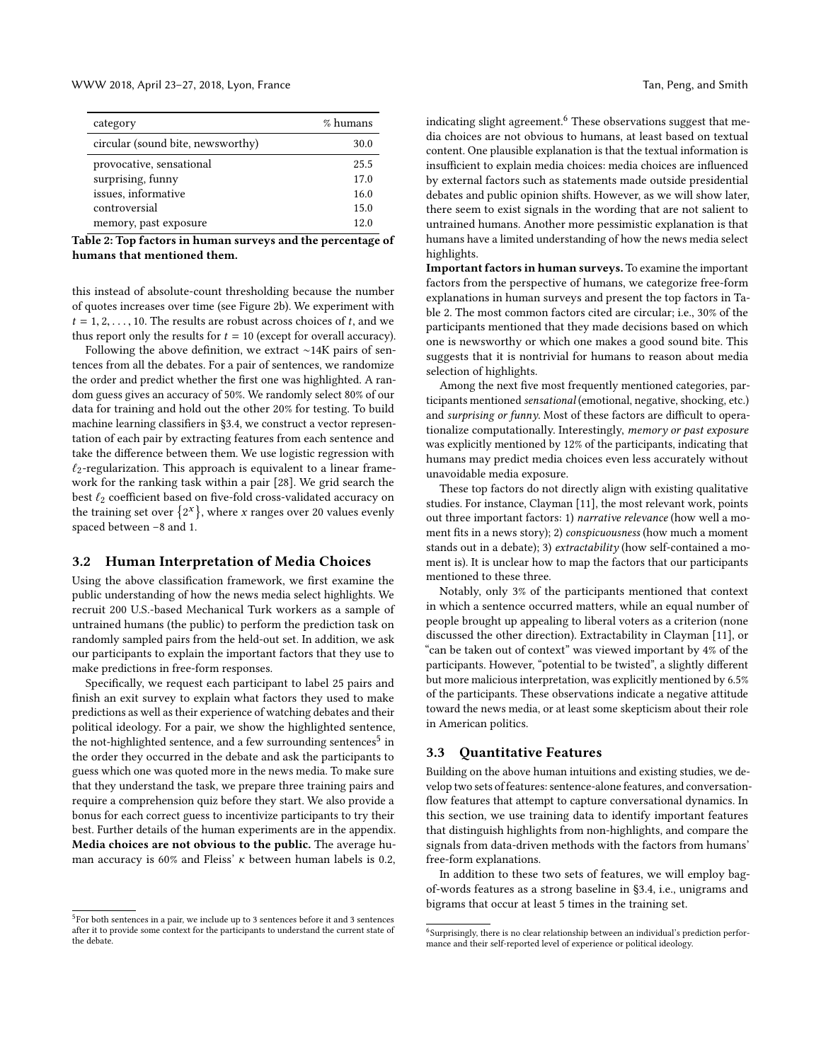| category | % humans |
| --- | --- |
| circular (sound bite, newsworthy) | 30.0 |
| provocative, sensational | 25.5 |
| surprising, funny | 17.0 |
| issues, informative | 16.0 |
| controversial | 15.0 |
| memory, past exposure | 12.0 |

**Table 2: Top factors in human surveys and the percentage of humans that mentioned them.**

this instead of absolute-count thresholding because the number of quotes increases over time (see Figure 2b). We experiment with $t = 1, 2, \ldots, 10$. The results are robust across choices of $t$, and we thus report only the results for $t = 10$ (except for overall accuracy).

Following the above definition, we extract ~14K pairs of sentences from all the debates. For a pair of sentences, we randomize the order and predict whether the first one was highlighted. A random guess gives an accuracy of 50%. We randomly select 80% of our data for training and hold out the other 20% for testing. To build machine learning classifiers in §3.4, we construct a vector representation of each pair by extracting features from each sentence and take the difference between them. We use logistic regression with $\ell_2$-regularization. This approach is equivalent to a linear framework for the ranking task within a pair [28]. We grid search the best $\ell_2$ coefficient based on five-fold cross-validated accuracy on the training set over $\{2^x\}$, where $x$ ranges over 20 values evenly spaced between −8 and 1.

### 3.2 Human Interpretation of Media Choices

Using the above classification framework, we first examine the public understanding of how the news media select highlights. We recruit 200 U.S.-based Mechanical Turk workers as a sample of untrained humans (the public) to perform the prediction task on randomly sampled pairs from the held-out set. In addition, we ask our participants to explain the important factors that they use to make predictions in free-form responses.

Specifically, we request each participant to label 25 pairs and finish an exit survey to explain what factors they used to make predictions as well as their experience of watching debates and their political ideology. For a pair, we show the highlighted sentence, the not-highlighted sentence, and a few surrounding sentences[5] in the order they occurred in the debate and ask the participants to guess which one was quoted more in the news media. To make sure that they understand the task, we prepare three training pairs and require a comprehension quiz before they start. We also provide a bonus for each correct guess to incentivize participants to try their best. Further details of the human experiments are in the appendix.

**Media choices are not obvious to the public.** The average human accuracy is 60% and Fleiss' $\kappa$ between human labels is 0.2, indicating slight agreement.[6] These observations suggest that media choices are not obvious to humans, at least based on textual content. One plausible explanation is that the textual information is insufficient to explain media choices: media choices are influenced by external factors such as statements made outside presidential debates and public opinion shifts. However, as we will show later, there seem to exist signals in the wording that are not salient to untrained humans. Another more pessimistic explanation is that humans have a limited understanding of how the news media select highlights.

**Important factors in human surveys.** To examine the important factors from the perspective of humans, we categorize free-form explanations in human surveys and present the top factors in Table 2. The most common factors cited are circular; i.e., 30% of the participants mentioned that they made decisions based on which one is newsworthy or which one makes a good sound bite. This suggests that it is nontrivial for humans to reason about media selection of highlights.

Among the next five most frequently mentioned categories, participants mentioned *sensational* (emotional, negative, shocking, etc.) and *surprising or funny*. Most of these factors are difficult to operationalize computationally. Interestingly, *memory or past exposure* was explicitly mentioned by 12% of the participants, indicating that humans may predict media choices even less accurately without unavoidable media exposure.

These top factors do not directly align with existing qualitative studies. For instance, Clayman [11], the most relevant work, points out three important factors: 1) *narrative relevance* (how well a moment fits in a news story); 2) *conspicuousness* (how much a moment stands out in a debate); 3) *extractability* (how self-contained a moment is). It is unclear how to map the factors that our participants mentioned to these three.

Notably, only 3% of the participants mentioned that context in which a sentence occurred matters, while an equal number of people brought up appealing to liberal voters as a criterion (none discussed the other direction). Extractability in Clayman [11], or "can be taken out of context" was viewed important by 4% of the participants. However, "potential to be twisted", a slightly different but more malicious interpretation, was explicitly mentioned by 6.5% of the participants. These observations indicate a negative attitude toward the news media, or at least some skepticism about their role in American politics.

### 3.3 Quantitative Features

Building on the above human intuitions and existing studies, we develop two sets of features: sentence-alone features, and conversation-flow features that attempt to capture conversational dynamics. In this section, we use training data to identify important features that distinguish highlights from non-highlights, and compare the signals from data-driven methods with the factors from humans' free-form explanations.

In addition to these two sets of features, we will employ bag-of-words features as a strong baseline in §3.4, i.e., unigrams and bigrams that occur at least 5 times in the training set.

[5] For both sentences in a pair, we include up to 3 sentences before it and 3 sentences after it to provide some context for the participants to understand the current state of the debate.

[6] Surprisingly, there is no clear relationship between an individual's prediction performance and their self-reported level of experience or political ideology.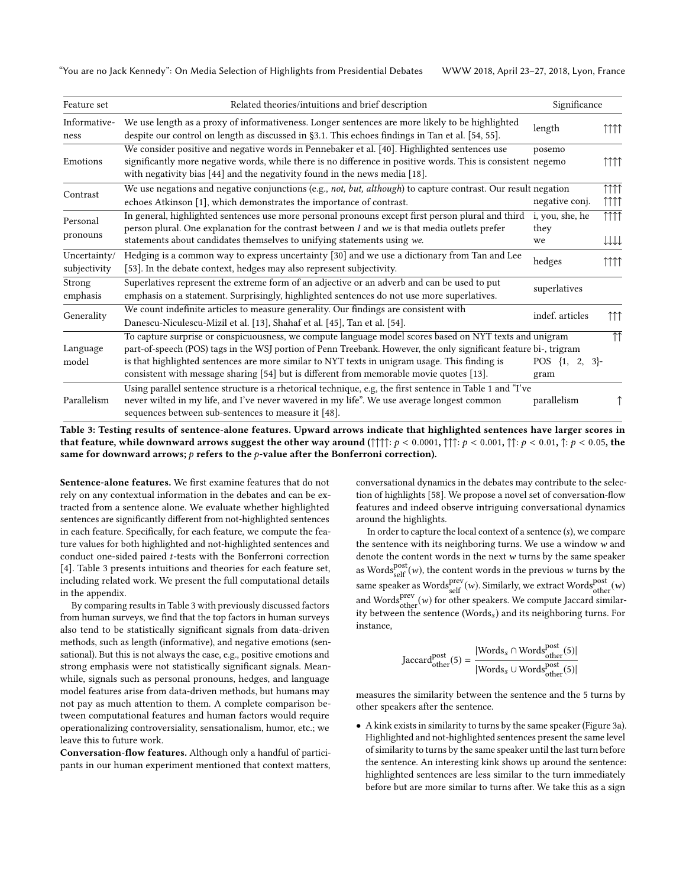| Feature set | Related theories/intuitions and brief description | Significance | |
|---|---|---|---|
| Informative-ness | We use length as a proxy of informativeness. Longer sentences are more likely to be highlighted despite our control on length as discussed in §3.1. This echoes findings in Tan et al. [54, 55]. | length | ↑↑↑↑ |
| Emotions | We consider positive and negative words in Pennebaker et al. [40]. Highlighted sentences use significantly more negative words, while there is no difference in positive words. This is consistent with negativity bias [44] and the negativity found in the news media [18]. | posemo<br>negemo | <br>↑↑↑↑ |
| Contrast | We use negations and negative conjunctions (e.g., *not, but, although*) to capture contrast. Our result echoes Atkinson [1], which demonstrates the importance of contrast. | negation<br>negative conj. | ↑↑↑↑<br>↑↑↑↑ |
| Personal pronouns | In general, highlighted sentences use more personal pronouns except first person plural and third person plural. One explanation for the contrast between *I* and *we* is that media outlets prefer statements about candidates themselves to unifying statements using *we*. | i, you, she, he<br>they<br>we | ↑↑↑↑<br><br>↓↓↓↓ |
| Uncertainty/ subjectivity | Hedging is a common way to express uncertainty [30] and we use a dictionary from Tan and Lee [53]. In the debate context, hedges may also represent subjectivity. | hedges | ↑↑↑↑ |
| Strong emphasis | Superlatives represent the extreme form of an adjective or an adverb and can be used to put emphasis on a statement. Surprisingly, highlighted sentences do not use more superlatives. | superlatives | |
| Generality | We count indefinite articles to measure generality. Our findings are consistent with Danescu-Niculescu-Mizil et al. [13], Shahaf et al. [45], Tan et al. [54]. | indef. articles | ↑↑↑ |
| Language model | To capture surprise or conspicuousness, we compute language model scores based on NYT texts and part-of-speech (POS) tags in the WSJ portion of Penn Treebank. However, the only significant feature is that highlighted sentences are more similar to NYT texts in unigram usage. This finding is consistent with message sharing [54] but is different from memorable movie quotes [13]. | unigram<br>bi-, trigram<br>POS {1, 2, 3}-gram | ↑↑<br><br> |
| Parallelism | Using parallel sentence structure is a rhetorical technique, e.g, the first sentence in Table 1 and "I've never wilted in my life, and I've never wavered in my life". We use average longest common sequences between sub-sentences to measure it [48]. | parallelism | ↑ |

**Table 3: Testing results of sentence-alone features. Upward arrows indicate that highlighted sentences have larger scores in that feature, while downward arrows suggest the other way around (↑↑↑↑: $p < 0.0001$, ↑↑↑: $p < 0.001$, ↑↑: $p < 0.01$, ↑: $p < 0.05$, the same for downward arrows; $p$ refers to the $p$-value after the Bonferroni correction).**

**Sentence-alone features.** We first examine features that do not rely on any contextual information in the debates and can be extracted from a sentence alone. We evaluate whether highlighted sentences are significantly different from not-highlighted sentences in each feature. Specifically, for each feature, we compute the feature values for both highlighted and not-highlighted sentences and conduct one-sided paired $t$-tests with the Bonferroni correction [4]. Table 3 presents intuitions and theories for each feature set, including related work. We present the full computational details in the appendix.

By comparing results in Table 3 with previously discussed factors from human surveys, we find that the top factors in human surveys also tend to be statistically significant signals from data-driven methods, such as length (informative), and negative emotions (sensational). But this is not always the case, e.g., positive emotions and strong emphasis were not statistically significant signals. Meanwhile, signals such as personal pronouns, hedges, and language model features arise from data-driven methods, but humans may not pay as much attention to them. A complete comparison between computational features and human factors would require operationalizing controversiality, sensationalism, humor, etc.; we leave this to future work.

**Conversation-flow features.** Although only a handful of participants in our human experiment mentioned that context matters, conversational dynamics in the debates may contribute to the selection of highlights [58]. We propose a novel set of conversation-flow features and indeed observe intriguing conversational dynamics around the highlights.

In order to capture the local context of a sentence ($s$), we compare the sentence with its neighboring turns. We use a window $w$ and denote the content words in the next $w$ turns by the same speaker as $\text{Words}_{\text{self}}^{\text{post}}(w)$, the content words in the previous $w$ turns by the same speaker as $\text{Words}_{\text{self}}^{\text{prev}}(w)$. Similarly, we extract $\text{Words}_{\text{other}}^{\text{post}}(w)$ and $\text{Words}_{\text{other}}^{\text{prev}}(w)$ for other speakers. We compute Jaccard similarity between the sentence ($\text{Words}_s$) and its neighboring turns. For instance,

$$\text{Jaccard}_{\text{other}}^{\text{post}}(5) = \frac{|\text{Words}_s \cap \text{Words}_{\text{other}}^{\text{post}}(5)|}{|\text{Words}_s \cup \text{Words}_{\text{other}}^{\text{post}}(5)|}$$

measures the similarity between the sentence and the 5 turns by other speakers after the sentence.

- A kink exists in similarity to turns by the same speaker (Figure 3a). Highlighted and not-highlighted sentences present the same level of similarity to turns by the same speaker until the last turn before the sentence. An interesting kink shows up around the sentence: highlighted sentences are less similar to the turn immediately before but are more similar to turns after. We take this as a sign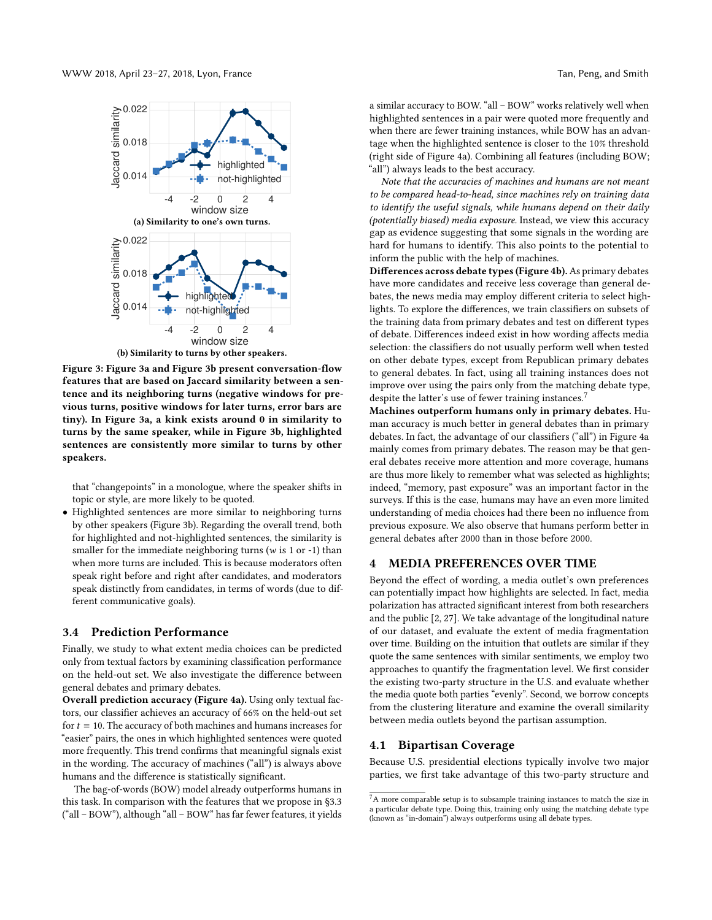Jaccard similarity

0.022

0.018

0.014

highlighted

not-highlighted

-4 -2 0 2 4

window size

**(a) Similarity to one's own turns.**

Jaccard similarity

0.022

0.018

0.014

highlighted

not-highlighted

-4 -2 0 2 4

window size

**(b) Similarity to turns by other speakers.**

**Figure 3: Figure 3a and Figure 3b present conversation-flow features that are based on Jaccard similarity between a sentence and its neighboring turns (negative windows for previous turns, positive windows for later turns, error bars are tiny). In Figure 3a, a kink exists around 0 in similarity to turns by the same speaker, while in Figure 3b, highlighted sentences are consistently more similar to turns by other speakers.**

that "changepoints" in a monologue, where the speaker shifts in topic or style, are more likely to be quoted.

- Highlighted sentences are more similar to neighboring turns by other speakers (Figure 3b). Regarding the overall trend, both for highlighted and not-highlighted sentences, the similarity is smaller for the immediate neighboring turns ($w$ is 1 or -1) than when more turns are included. This is because moderators often speak right before and right after candidates, and moderators speak distinctly from candidates, in terms of words (due to different communicative goals).

## 3.4 Prediction Performance

Finally, we study to what extent media choices can be predicted only from textual factors by examining classification performance on the held-out set. We also investigate the difference between general debates and primary debates.

**Overall prediction accuracy (Figure 4a).** Using only textual factors, our classifier achieves an accuracy of 66% on the held-out set for $t = 10$. The accuracy of both machines and humans increases for "easier" pairs, the ones in which highlighted sentences were quoted more frequently. This trend confirms that meaningful signals exist in the wording. The accuracy of machines ("all") is always above humans and the difference is statistically significant.

The bag-of-words (BOW) model already outperforms humans in this task. In comparison with the features that we propose in §3.3 ("all – BOW"), although "all – BOW" has far fewer features, it yields a similar accuracy to BOW. "all – BOW" works relatively well when highlighted sentences in a pair were quoted more frequently and when there are fewer training instances, while BOW has an advantage when the highlighted sentence is closer to the 10% threshold (right side of Figure 4a). Combining all features (including BOW; "all") always leads to the best accuracy.

*Note that the accuracies of machines and humans are not meant to be compared head-to-head, since machines rely on training data to identify the useful signals, while humans depend on their daily (potentially biased) media exposure.* Instead, we view this accuracy gap as evidence suggesting that some signals in the wording are hard for humans to identify. This also points to the potential to inform the public with the help of machines.

**Differences across debate types (Figure 4b).** As primary debates have more candidates and receive less coverage than general debates, the news media may employ different criteria to select highlights. To explore the differences, we train classifiers on subsets of the training data from primary debates and test on different types of debate. Differences indeed exist in how wording affects media selection: the classifiers do not usually perform well when tested on other debate types, except from Republican primary debates to general debates. In fact, using all training instances does not improve over using the pairs only from the matching debate type, despite the latter's use of fewer training instances.[7]

**Machines outperform humans only in primary debates.** Human accuracy is much better in general debates than in primary debates. In fact, the advantage of our classifiers ("all") in Figure 4a mainly comes from primary debates. The reason may be that general debates receive more attention and more coverage, humans are thus more likely to remember what was selected as highlights; indeed, "memory, past exposure" was an important factor in the surveys. If this is the case, humans may have an even more limited understanding of media choices had there been no influence from previous exposure. We also observe that humans perform better in general debates after 2000 than in those before 2000.

# 4 MEDIA PREFERENCES OVER TIME

Beyond the effect of wording, a media outlet's own preferences can potentially impact how highlights are selected. In fact, media polarization has attracted significant interest from both researchers and the public [2, 27]. We take advantage of the longitudinal nature of our dataset, and evaluate the extent of media fragmentation over time. Building on the intuition that outlets are similar if they quote the same sentences with similar sentiments, we employ two approaches to quantify the fragmentation level. We first consider the existing two-party structure in the U.S. and evaluate whether the media quote both parties "evenly". Second, we borrow concepts from the clustering literature and examine the overall similarity between media outlets beyond the partisan assumption.

## 4.1 Bipartisan Coverage

Because U.S. presidential elections typically involve two major parties, we first take advantage of this two-party structure and

[7] A more comparable setup is to subsample training instances to match the size in a particular debate type. Doing this, training only using the matching debate type (known as "in-domain") always outperforms using all debate types.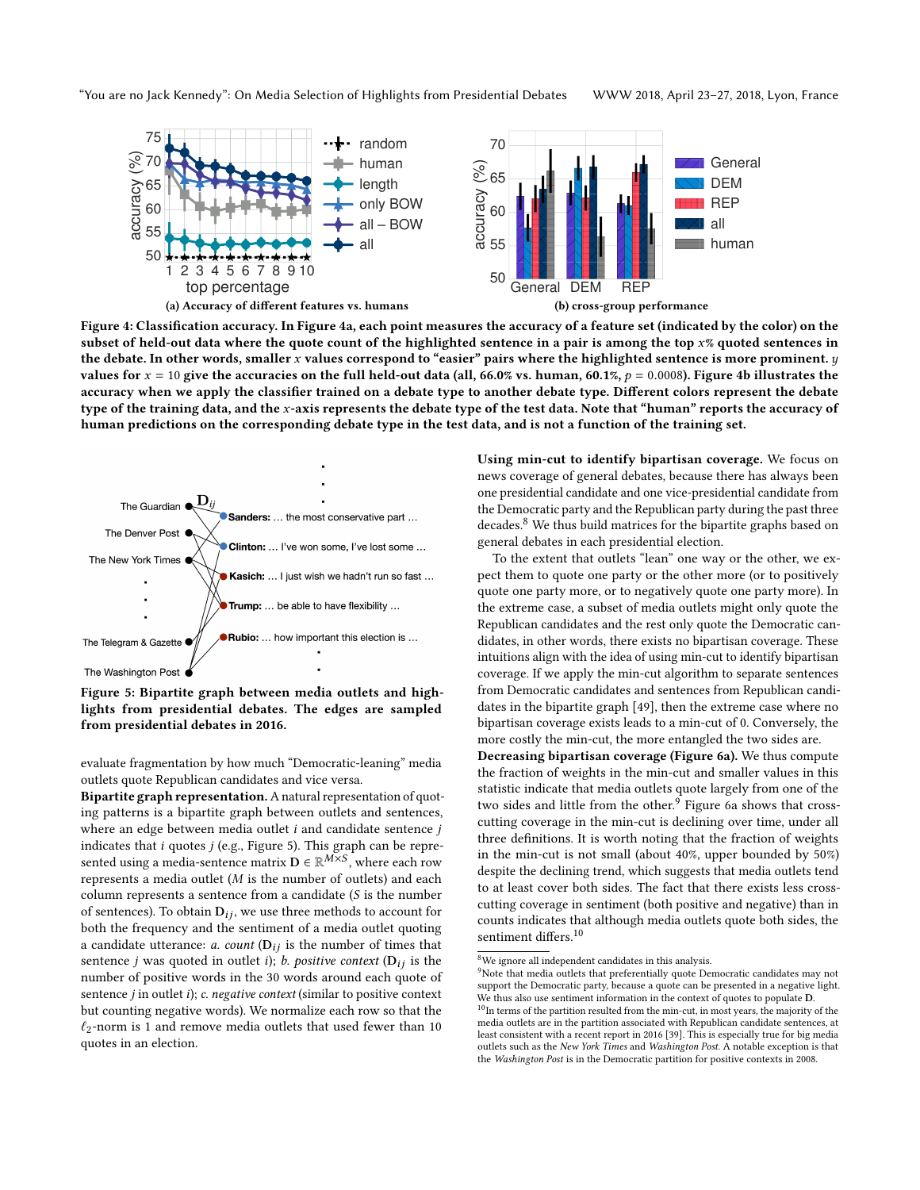75
70
65
60
55
50
accuracy (%)
1 2 3 4 5 6 7 8 9 10
top percentage

random
human
length
only BOW
all – BOW
all

(a) Accuracy of different features vs. humans

70
65
60
55
50
accuracy (%)
General DEM REP

General
DEM
REP
all
human

(b) cross-group performance

**Figure 4: Classification accuracy. In Figure 4a, each point measures the accuracy of a feature set (indicated by the color) on the subset of held-out data where the quote count of the highlighted sentence in a pair is among the top $x$% quoted sentences in the debate. In other words, smaller $x$ values correspond to "easier" pairs where the highlighted sentence is more prominent. $y$ values for $x = 10$ give the accuracies on the full held-out data (all, 66.0% vs. human, 60.1%, $p = 0.0008$). Figure 4b illustrates the accuracy when we apply the classifier trained on a debate type to another debate type. Different colors represent the debate type of the training data, and the $x$-axis represents the debate type of the test data. Note that "human" reports the accuracy of human predictions on the corresponding debate type in the test data, and is not a function of the training set.**

The Guardian
The Denver Post
The New York Times
The Telegram & Gazette
The Washington Post

$\mathbf{D}_{ij}$

**Sanders:** ... the most conservative part ...
**Clinton:** ... I've won some, I've lost some ...
**Kasich:** ... I just wish we hadn't run so fast ...
**Trump:** ... be able to have flexibility ...
**Rubio:** ... how important this election is ...

**Figure 5: Bipartite graph between media outlets and highlights from presidential debates. The edges are sampled from presidential debates in 2016.**

evaluate fragmentation by how much "Democratic-leaning" media outlets quote Republican candidates and vice versa.

**Bipartite graph representation.** A natural representation of quoting patterns is a bipartite graph between outlets and sentences, where an edge between media outlet $i$ and candidate sentence $j$ indicates that $i$ quotes $j$ (e.g., Figure 5). This graph can be represented using a media-sentence matrix $\mathbf{D} \in \mathbb{R}^{M \times S}$, where each row represents a media outlet ($M$ is the number of outlets) and each column represents a sentence from a candidate ($S$ is the number of sentences). To obtain $\mathbf{D}_{ij}$, we use three methods to account for both the frequency and the sentiment of a media outlet quoting a candidate utterance: *a. count* ($\mathbf{D}_{ij}$ is the number of times that sentence $j$ was quoted in outlet $i$); *b. positive context* ($\mathbf{D}_{ij}$ is the number of positive words in the 30 words around each quote of sentence $j$ in outlet $i$); *c. negative context* (similar to positive context but counting negative words). We normalize each row so that the $\ell_2$-norm is 1 and remove media outlets that used fewer than 10 quotes in an election.

**Using min-cut to identify bipartisan coverage.** We focus on news coverage of general debates, because there has always been one presidential candidate and one vice-presidential candidate from the Democratic party and the Republican party during the past three decades.[8] We thus build matrices for the bipartite graphs based on general debates in each presidential election.

To the extent that outlets "lean" one way or the other, we expect them to quote one party or the other more (or to positively quote one party more, or to negatively quote one party more). In the extreme case, a subset of media outlets might only quote the Republican candidates and the rest only quote the Democratic candidates, in other words, there exists no bipartisan coverage. These intuitions align with the idea of using min-cut to identify bipartisan coverage. If we apply the min-cut algorithm to separate sentences from Democratic candidates and sentences from Republican candidates in the bipartite graph [49], then the extreme case where no bipartisan coverage exists leads to a min-cut of 0. Conversely, the more costly the min-cut, the more entangled the two sides are.

**Decreasing bipartisan coverage (Figure 6a).** We thus compute the fraction of weights in the min-cut and smaller values in this statistic indicate that media outlets quote largely from one of the two sides and little from the other.[9] Figure 6a shows that cross-cutting coverage in the min-cut is declining over time, under all three definitions. It is worth noting that the fraction of weights in the min-cut is not small (about 40%, upper bounded by 50%) despite the declining trend, which suggests that media outlets tend to at least cover both sides. The fact that there exists less cross-cutting coverage in sentiment (both positive and negative) than in counts indicates that although media outlets quote both sides, the sentiment differs.[10]

[8] We ignore all independent candidates in this analysis.

[9] Note that media outlets that preferentially quote Democratic candidates may not support the Democratic party, because a quote can be presented in a negative light. We thus also use sentiment information in the context of quotes to populate $\mathbf{D}$.

[10] In terms of the partition resulted from the min-cut, in most years, the majority of the media outlets are in the partition associated with Republican candidate sentences, at least consistent with a recent report in 2016 [39]. This is especially true for big media outlets such as the *New York Times* and *Washington Post*. A notable exception is that the *Washington Post* is in the Democratic partition for positive contexts in 2008.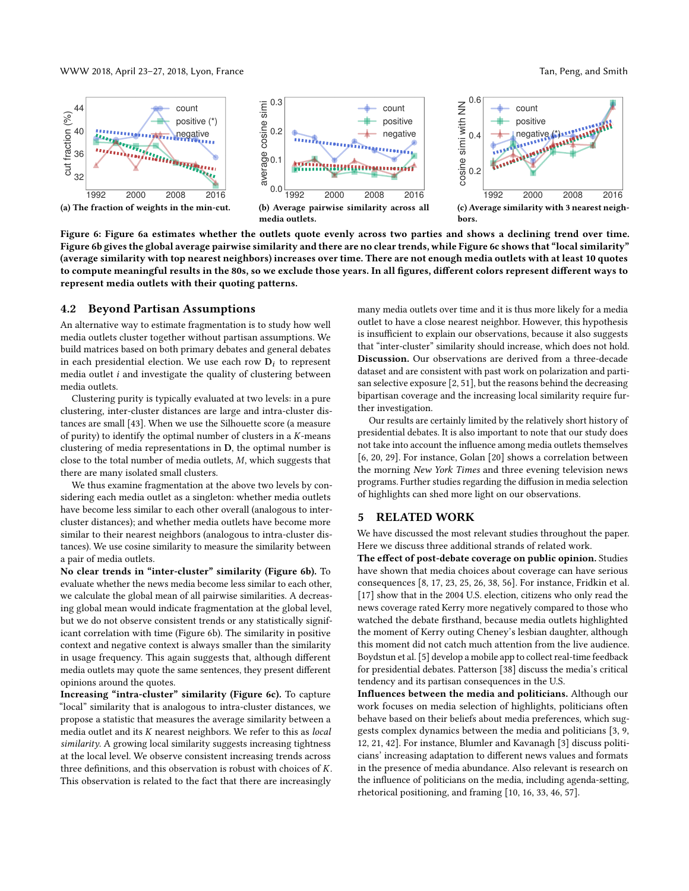44
40
36
32
cut fraction (%)
1992 2000 2008 2016
count
positive (*)
negative

(a) The fraction of weights in the min-cut.

0.3
0.2
0.1
0.0
average cosine simi
1992 2000 2008 2016
count
positive
negative

(b) Average pairwise similarity across all media outlets.

0.6
0.4
0.2
cosine simi with NN
1992 2000 2008 2016
count
positive
negative (*)

(c) Average similarity with 3 nearest neighbors.

**Figure 6: Figure 6a estimates whether the outlets quote evenly across two parties and shows a declining trend over time. Figure 6b gives the global average pairwise similarity and there are no clear trends, while Figure 6c shows that "local similarity" (average similarity with top nearest neighbors) increases over time. There are not enough media outlets with at least 10 quotes to compute meaningful results in the 80s, so we exclude those years. In all figures, different colors represent different ways to represent media outlets with their quoting patterns.**

## 4.2 Beyond Partisan Assumptions

An alternative way to estimate fragmentation is to study how well media outlets cluster together without partisan assumptions. We build matrices based on both primary debates and general debates in each presidential election. We use each row $\mathbf{D}_i$ to represent media outlet $i$ and investigate the quality of clustering between media outlets.

Clustering purity is typically evaluated at two levels: in a pure clustering, inter-cluster distances are large and intra-cluster distances are small [43]. When we use the Silhouette score (a measure of purity) to identify the optimal number of clusters in a $K$-means clustering of media representations in $\mathbf{D}$, the optimal number is close to the total number of media outlets, $M$, which suggests that there are many isolated small clusters.

We thus examine fragmentation at the above two levels by considering each media outlet as a singleton: whether media outlets have become less similar to each other overall (analogous to inter-cluster distances); and whether media outlets have become more similar to their nearest neighbors (analogous to intra-cluster distances). We use cosine similarity to measure the similarity between a pair of media outlets.

**No clear trends in "inter-cluster" similarity (Figure 6b).** To evaluate whether the news media become less similar to each other, we calculate the global mean of all pairwise similarities. A decreasing global mean would indicate fragmentation at the global level, but we do not observe consistent trends or any statistically significant correlation with time (Figure 6b). The similarity in positive context and negative context is always smaller than the similarity in usage frequency. This again suggests that, although different media outlets may quote the same sentences, they present different opinions around the quotes.

**Increasing "intra-cluster" similarity (Figure 6c).** To capture "local" similarity that is analogous to intra-cluster distances, we propose a statistic that measures the average similarity between a media outlet and its $K$ nearest neighbors. We refer to this as *local similarity*. A growing local similarity suggests increasing tightness at the local level. We observe consistent increasing trends across three definitions, and this observation is robust with choices of $K$. This observation is related to the fact that there are increasingly many media outlets over time and it is thus more likely for a media outlet to have a close nearest neighbor. However, this hypothesis is insufficient to explain our observations, because it also suggests that "inter-cluster" similarity should increase, which does not hold.

**Discussion.** Our observations are derived from a three-decade dataset and are consistent with past work on polarization and partisan selective exposure [2, 51], but the reasons behind the decreasing bipartisan coverage and the increasing local similarity require further investigation.

Our results are certainly limited by the relatively short history of presidential debates. It is also important to note that our study does not take into account the influence among media outlets themselves [6, 20, 29]. For instance, Golan [20] shows a correlation between the morning *New York Times* and three evening television news programs. Further studies regarding the diffusion in media selection of highlights can shed more light on our observations.

# 5 RELATED WORK

We have discussed the most relevant studies throughout the paper. Here we discuss three additional strands of related work.

**The effect of post-debate coverage on public opinion.** Studies have shown that media choices about coverage can have serious consequences [8, 17, 23, 25, 26, 38, 56]. For instance, Fridkin et al. [17] show that in the 2004 U.S. election, citizens who only read the news coverage rated Kerry more negatively compared to those who watched the debate firsthand, because media outlets highlighted the moment of Kerry outing Cheney's lesbian daughter, although this moment did not catch much attention from the live audience. Boydstun et al. [5] develop a mobile app to collect real-time feedback for presidential debates. Patterson [38] discuss the media's critical tendency and its partisan consequences in the U.S.

**Influences between the media and politicians.** Although our work focuses on media selection of highlights, politicians often behave based on their beliefs about media preferences, which suggests complex dynamics between the media and politicians [3, 9, 12, 21, 42]. For instance, Blumler and Kavanagh [3] discuss politicians' increasing adaptation to different news values and formats in the presence of media abundance. Also relevant is research on the influence of politicians on the media, including agenda-setting, rhetorical positioning, and framing [10, 16, 33, 46, 57].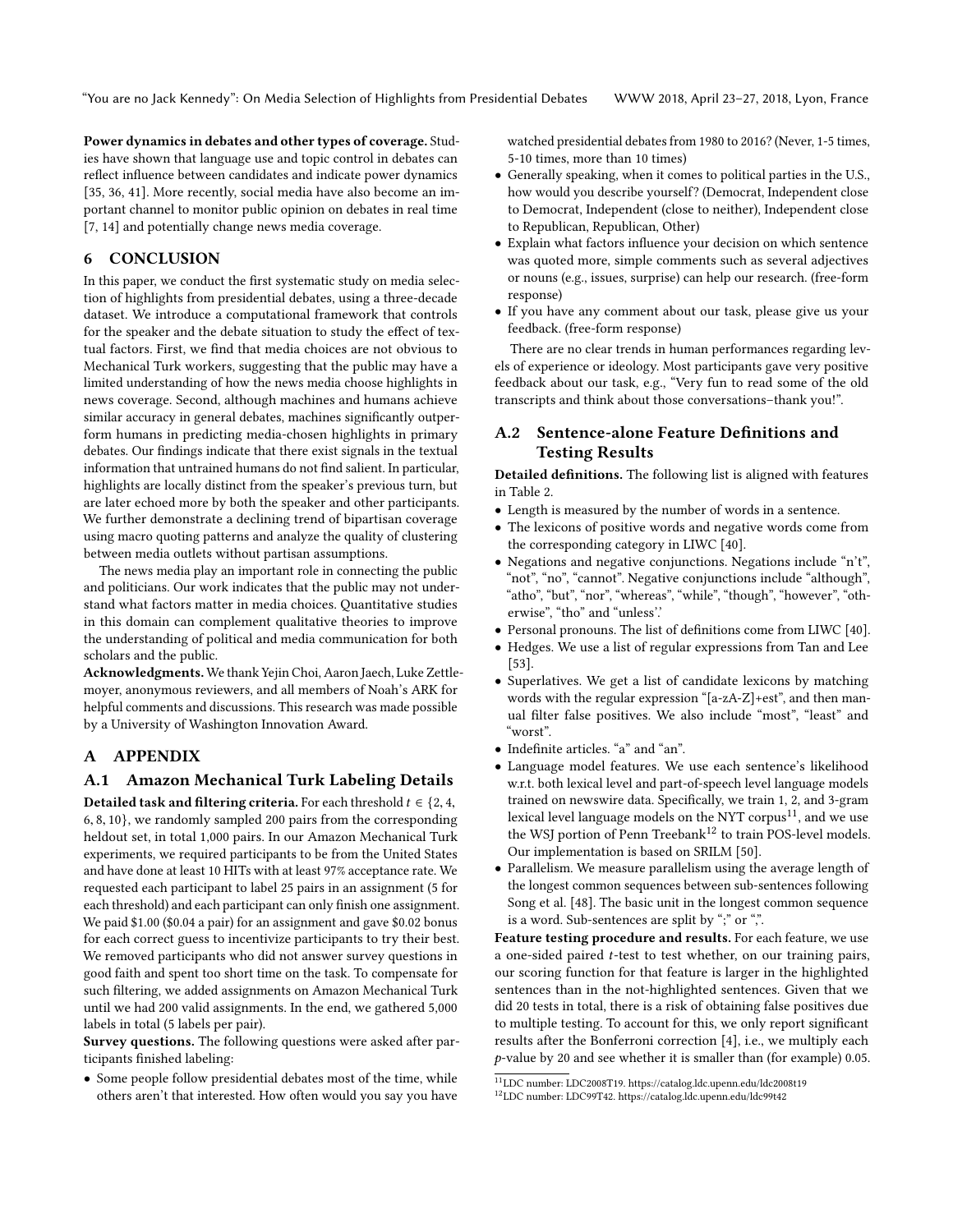**Power dynamics in debates and other types of coverage.** Studies have shown that language use and topic control in debates can reflect influence between candidates and indicate power dynamics [35, 36, 41]. More recently, social media have also become an important channel to monitor public opinion on debates in real time [7, 14] and potentially change news media coverage.

## 6 CONCLUSION

In this paper, we conduct the first systematic study on media selection of highlights from presidential debates, using a three-decade dataset. We introduce a computational framework that controls for the speaker and the debate situation to study the effect of textual factors. First, we find that media choices are not obvious to Mechanical Turk workers, suggesting that the public may have a limited understanding of how the news media choose highlights in news coverage. Second, although machines and humans achieve similar accuracy in general debates, machines significantly outperform humans in predicting media-chosen highlights in primary debates. Our findings indicate that there exist signals in the textual information that untrained humans do not find salient. In particular, highlights are locally distinct from the speaker's previous turn, but are later echoed more by both the speaker and other participants. We further demonstrate a declining trend of bipartisan coverage using macro quoting patterns and analyze the quality of clustering between media outlets without partisan assumptions.

The news media play an important role in connecting the public and politicians. Our work indicates that the public may not understand what factors matter in media choices. Quantitative studies in this domain can complement qualitative theories to improve the understanding of political and media communication for both scholars and the public.

**Acknowledgments.** We thank Yejin Choi, Aaron Jaech, Luke Zettlemoyer, anonymous reviewers, and all members of Noah's ARK for helpful comments and discussions. This research was made possible by a University of Washington Innovation Award.

## A APPENDIX

### A.1 Amazon Mechanical Turk Labeling Details

**Detailed task and filtering criteria.** For each threshold $t \in \{2, 4, 6, 8, 10\}$, we randomly sampled 200 pairs from the corresponding heldout set, in total 1,000 pairs. In our Amazon Mechanical Turk experiments, we required participants to be from the United States and have done at least 10 HITs with at least 97% acceptance rate. We requested each participant to label 25 pairs in an assignment (5 for each threshold) and each participant can only finish one assignment. We paid \$1.00 (\$0.04 a pair) for an assignment and gave \$0.02 bonus for each correct guess to incentivize participants to try their best. We removed participants who did not answer survey questions in good faith and spent too short time on the task. To compensate for such filtering, we added assignments on Amazon Mechanical Turk until we had 200 valid assignments. In the end, we gathered 5,000 labels in total (5 labels per pair).

**Survey questions.** The following questions were asked after participants finished labeling:

- Some people follow presidential debates most of the time, while others aren't that interested. How often would you say you have watched presidential debates from 1980 to 2016? (Never, 1-5 times, 5-10 times, more than 10 times)
- Generally speaking, when it comes to political parties in the U.S., how would you describe yourself? (Democrat, Independent close to Democrat, Independent (close to neither), Independent close to Republican, Republican, Other)
- Explain what factors influence your decision on which sentence was quoted more, simple comments such as several adjectives or nouns (e.g., issues, surprise) can help our research. (free-form response)
- If you have any comment about our task, please give us your feedback. (free-form response)

There are no clear trends in human performances regarding levels of experience or ideology. Most participants gave very positive feedback about our task, e.g., "Very fun to read some of the old transcripts and think about those conversations–thank you!".

### A.2 Sentence-alone Feature Definitions and Testing Results

**Detailed definitions.** The following list is aligned with features in Table 2.

- Length is measured by the number of words in a sentence.
- The lexicons of positive words and negative words come from the corresponding category in LIWC [40].
- Negations and negative conjunctions. Negations include "n't", "not", "no", "cannot". Negative conjunctions include "although", "atho", "but", "nor", "whereas", "while", "though", "however", "otherwise", "tho" and "unless".
- Personal pronouns. The list of definitions come from LIWC [40].
- Hedges. We use a list of regular expressions from Tan and Lee [53].
- Superlatives. We get a list of candidate lexicons by matching words with the regular expression "[a-zA-Z]+est", and then manual filter false positives. We also include "most", "least" and "worst".
- Indefinite articles. "a" and "an".
- Language model features. We use each sentence's likelihood w.r.t. both lexical level and part-of-speech level language models trained on newswire data. Specifically, we train 1, 2, and 3-gram lexical level language models on the NYT corpus[11], and we use the WSJ portion of Penn Treebank[12] to train POS-level models. Our implementation is based on SRILM [50].
- Parallelism. We measure parallelism using the average length of the longest common sequences between sub-sentences following Song et al. [48]. The basic unit in the longest common sequence is a word. Sub-sentences are split by ";" or ",".

**Feature testing procedure and results.** For each feature, we use a one-sided paired $t$-test to test whether, on our training pairs, our scoring function for that feature is larger in the highlighted sentences than in the not-highlighted sentences. Given that we did 20 tests in total, there is a risk of obtaining false positives due to multiple testing. To account for this, we only report significant results after the Bonferroni correction [4], i.e., we multiply each $p$-value by 20 and see whether it is smaller than (for example) 0.05.

[11] LDC number: LDC2008T19. https://catalog.ldc.upenn.edu/ldc2008t19

[12] LDC number: LDC99T42. https://catalog.ldc.upenn.edu/ldc99t42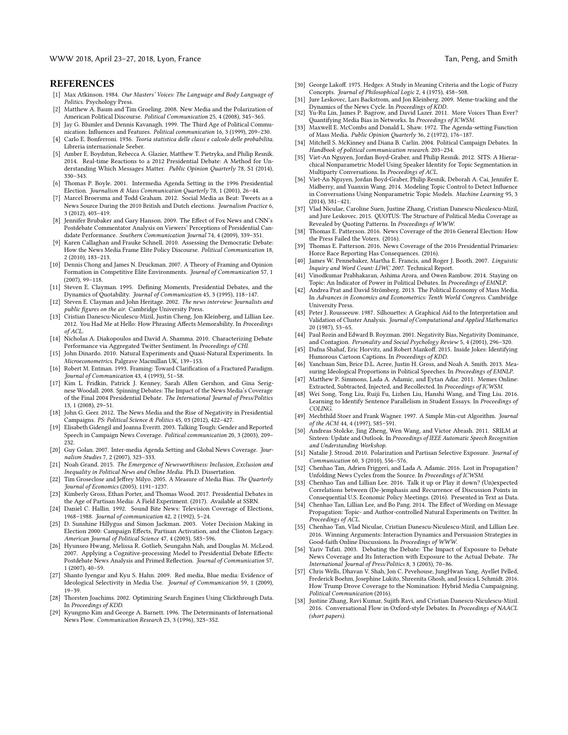## REFERENCES

[1] Max Atkinson. 1984. *Our Masters' Voices: The Language and Body Language of Politics*. Psychology Press.

[2] Matthew A. Baum and Tim Groeling. 2008. New Media and the Polarization of American Political Discourse. *Political Communication* 25, 4 (2008), 345–365.

[3] Jay G. Blumler and Dennis Kavanagh. 1999. The Third Age of Political Communication: Influences and Features. *Political communication* 16, 3 (1999), 209–230.

[4] Carlo E. Bonferroni. 1936. *Teoria statistica delle classi e calcolo delle probabilita*. Libreria internazionale Seeber.

[5] Amber E. Boydstun, Rebecca A. Glazier, Matthew T. Pietryka, and Philip Resnik. 2014. Real-time Reactions to a 2012 Presidential Debate: A Method for Understanding Which Messages Matter. *Public Opinion Quarterly* 78, S1 (2014), 330–343.

[6] Thomas P. Boyle. 2001. Intermedia Agenda Setting in the 1996 Presidential Election. *Journalism & Mass Communication Quarterly* 78, 1 (2001), 26–44.

[7] Marcel Broersma and Todd Graham. 2012. Social Media as Beat: Tweets as a News Source During the 2010 British and Dutch elections. *Journalism Practice* 6, 3 (2012), 403–419.

[8] Jennifer Brubaker and Gary Hanson. 2009. The Effect of Fox News and CNN's Postdebate Commentator Analysis on Viewers' Perceptions of Presidential Candidate Performance. *Southern Communication Journal* 74, 4 (2009), 339–351.

[9] Karen Callaghan and Frauke Schnell. 2010. Assessing the Democratic Debate: How the News Media Frame Elite Policy Discourse. *Political Communication* 18, 2 (2010), 183–213.

[10] Dennis Chong and James N. Druckman. 2007. A Theory of Framing and Opinion Formation in Competitive Elite Environments. *Journal of Communication* 57, 1 (2007), 99–118.

[11] Steven E. Clayman. 1995. Defining Moments, Presidential Debates, and the Dynamics of Quotability. *Journal of Communication* 45, 3 (1995), 118–147.

[12] Steven E. Clayman and John Heritage. 2002. *The news interview: Journalists and public figures on the air*. Cambridge University Press.

[13] Cristian Danescu-Niculescu-Mizil, Justin Cheng, Jon Kleinberg, and Lillian Lee. 2012. You Had Me at Hello: How Phrasing Affects Memorability. In *Proceedings of ACL*.

[14] Nicholas A. Diakopoulos and David A. Shamma. 2010. Characterizing Debate Performance via Aggregated Twitter Sentiment. In *Proceedings of CHI*.

[15] John Dinardo. 2010. Natural Experiments and Quasi-Natural Experiments. In *Microeconometrics*. Palgrave Macmillan UK, 139–153.

[16] Robert M. Entman. 1993. Framing: Toward Clarification of a Fractured Paradigm. *Journal of Communication* 43, 4 (1993), 51–58.

[17] Kim L. Fridkin, Patrick J. Kenney, Sarah Allen Gershon, and Gina Serignese Woodall. 2008. Spinning Debates: The Impact of the News Media's Coverage of the Final 2004 Presidential Debate. *The International Journal of Press/Politics* 13, 1 (2008), 29–51.

[18] John G. Geer. 2012. The News Media and the Rise of Negativity in Presidential Campaigns. *PS: Political Science & Politics* 45, 03 (2012), 422–427.

[19] Elisabeth Gidengil and Joanna Everitt. 2003. Talking Tough: Gender and Reported Speech in Campaign News Coverage. *Political communication* 20, 3 (2003), 209–232.

[20] Guy Golan. 2007. Inter-media Agenda Setting and Global News Coverage. *Journalism Studies* 7, 2 (2007), 323–333.

[21] Noah Grand. 2015. *The Emergence of Newsworthiness: Inclusion, Exclusion and Inequality in Political News and Online Media*. Ph.D. Dissertation.

[22] Tim Groseclose and Jeffrey Milyo. 2005. A Measure of Media Bias. *The Quarterly Journal of Economics* (2005), 1191–1237.

[23] Kimberly Gross, Ethan Porter, and Thomas Wood. 2017. Presidential Debates in the Age of Partisan Media: A Field Experiment. (2017). Available at SSRN.

[24] Daniel C. Hallin. 1992. Sound Bite News: Television Coverage of Elections, 1968–1988. *Journal of communication* 42, 2 (1992), 5–24.

[25] D. Sunshine Hillygus and Simon Jackman. 2003. Voter Decision Making in Election 2000: Campaign Effects, Partisan Activation, and the Clinton Legacy. *American Journal of Political Science* 47, 4 (2003), 583–596.

[26] Hyunseo Hwang, Melissa R. Gotlieb, Seungahn Nah, and Douglas M. McLeod. 2007. Applying a Cognitive-processing Model to Presidential Debate Effects: Postdebate News Analysis and Primed Reflection. *Journal of Communication* 57, 1 (2007), 40–59.

[27] Shanto Iyengar and Kyu S. Hahn. 2009. Red media, Blue media: Evidence of Ideological Selectivity in Media Use. *Journal of Communication* 59, 1 (2009), 19–39.

[28] Thorsten Joachims. 2002. Optimizing Search Engines Using Clickthrough Data. In *Proceedings of KDD*.

[29] Kyungmo Kim and George A. Barnett. 1996. The Determinants of International News Flow. *Communication Research* 23, 3 (1996), 323–352.

[30] George Lakoff. 1975. Hedges: A Study in Meaning Criteria and the Logic of Fuzzy Concepts. *Journal of Philosophical Logic* 2, 4 (1975), 458–508.

[31] Jure Leskovec, Lars Backstrom, and Jon Kleinberg. 2009. Meme-tracking and the Dynamics of the News Cycle. In *Proceedings of KDD*.

[32] Yu-Ru Lin, James P. Bagrow, and David Lazer. 2011. More Voices Than Ever? Quantifying Media Bias in Networks. In *Proceedings of ICWSM*.

[33] Maxwell E. McCombs and Donald L. Shaw. 1972. The Agenda-setting Function of Mass Media. *Public Opinion Quarterly* 36, 2 (1972), 176–187.

[34] Mitchell S. McKinney and Diana B. Carlin. 2004. Political Campaign Debates. In *Handbook of political communication research*. 203–234.

[35] Viet-An Nguyen, Jordan Boyd-Graber, and Philip Resnik. 2012. SITS: A Hierarchical Nonparametric Model Using Speaker Identity for Topic Segmentation in Multiparty Conversations. In *Proceedings of ACL*.

[36] Viet-An Nguyen, Jordan Boyd-Graber, Philip Resnik, Deborah A. Cai, Jennifer E. Midberry, and Yuanxin Wang. 2014. Modeling Topic Control to Detect Influence in Conversations Using Nonparametric Topic Models. *Machine Learning* 95, 3 (2014), 381–421.

[37] Vlad Niculae, Caroline Suen, Justine Zhang, Cristian Danescu-Niculescu-Mizil, and Jure Leskovec. 2015. QUOTUS: The Structure of Political Media Coverage as Revealed by Quoting Patterns. In *Proceedings of WWW*.

[38] Thomas E. Patterson. 2016. News Coverage of the 2016 General Election: How the Press Failed the Voters. (2016).

[39] Thomas E. Patterson. 2016. News Coverage of the 2016 Presidential Primaries: Horce Race Reporting Has Consequences. (2016).

[40] James W. Pennebaker, Martha E. Francis, and Roger J. Booth. 2007. *Linguistic Inquiry and Word Count: LIWC 2007*. Technical Report.

[41] Vinodkumar Prabhakaran, Ashima Arora, and Owen Rambow. 2014. Staying on Topic: An Indicator of Power in Political Debates. In *Proceedings of EMNLP*.

[42] Andrea Prat and David Strömberg. 2013. The Political Economy of Mass Media. In *Advances in Economics and Econometrics: Tenth World Congress*. Cambridge University Press.

[43] Peter J. Rousseeuw. 1987. Silhouettes: A Graphical Aid to the Interpretation and Validation of Cluster Analysis. *Journal of Computational and Applied Mathematics* 20 (1987), 53–65.

[44] Paul Rozin and Edward B. Royzman. 2001. Negativity Bias, Negativity Dominance, and Contagion. *Personality and Social Psychology Review* 5, 4 (2001), 296–320.

[45] Dafna Shahaf, Eric Horvitz, and Robert Mankoff. 2015. Inside Jokes: Identifying Humorous Cartoon Captions. In *Proceedings of KDD*.

[46] Yanchuan Sim, Brice D.L. Acree, Justin H. Gross, and Noah A. Smith. 2013. Measuring Ideological Proportions in Political Speeches. In *Proceedings of EMNLP*.

[47] Matthew P. Simmons, Lada A. Adamic, and Eytan Adar. 2011. Memes Online: Extracted, Subtracted, Injected, and Recollected. In *Proceedings of ICWSM*.

[48] Wei Song, Tong Liu, Ruiji Fu, Lizhen Liu, Hanshi Wang, and Ting Liu. 2016. Learning to Identify Sentence Parallelism in Student Essays. In *Proceedings of COLING*.

[49] Mechthild Stoer and Frank Wagner. 1997. A Simple Min-cut Algorithm. *Journal of the ACM* 44, 4 (1997), 585–591.

[50] Andreas Stolcke, Jing Zheng, Wen Wang, and Victor Abrash. 2011. SRILM at Sixteen: Update and Outlook. In *Proceedings of IEEE Automatic Speech Recognition and Understanding Workshop*.

[51] Natalie J. Stroud. 2010. Polarization and Partisan Selective Exposure. *Journal of Communication* 60, 3 (2010), 556–576.

[52] Chenhao Tan, Adrien Friggeri, and Lada A. Adamic. 2016. Lost in Propagation? Unfolding News Cycles from the Source. In *Proceedings of ICWSM*.

[53] Chenhao Tan and Lillian Lee. 2016. Talk it up or Play it down? (Un)expected Correlations between (De-)emphasis and Recurrence of Discussion Points in Consequential U.S. Economic Policy Meetings. (2016). Presented in Text as Data.

[54] Chenhao Tan, Lillian Lee, and Bo Pang. 2014. The Effect of Wording on Message Propagation: Topic- and Author-controlled Natural Experiments on Twitter. In *Proceedings of ACL*.

[55] Chenhao Tan, Vlad Niculae, Cristian Danescu-Niculescu-Mizil, and Lillian Lee. 2016. Winning Arguments: Interaction Dynamics and Persuasion Strategies in Good-faith Online Discussions. In *Proceedings of WWW*.

[56] Yariv Tsfati. 2003. Debating the Debate: The Impact of Exposure to Debate News Coverage and Its Interaction with Exposure to the Actual Debate. *The International Journal of Press/Politics* 8, 3 (2003), 70–86.

[57] Chris Wells, Dhavan V. Shah, Jon C. Pevehouse, JungHwan Yang, Ayellet Pelled, Frederick Boehm, Josephine Lukito, Shreenita Ghosh, and Jessica L Schmidt. 2016. How Trump Drove Coverage to the Nomination: Hybrid Media Campaigning. *Political Communication* (2016).

[58] Justine Zhang, Ravi Kumar, Sujith Ravi, and Cristian Danescu-Niculescu-Mizil. 2016. Conversational Flow in Oxford-style Debates. In *Proceedings of NAACL (short papers)*.